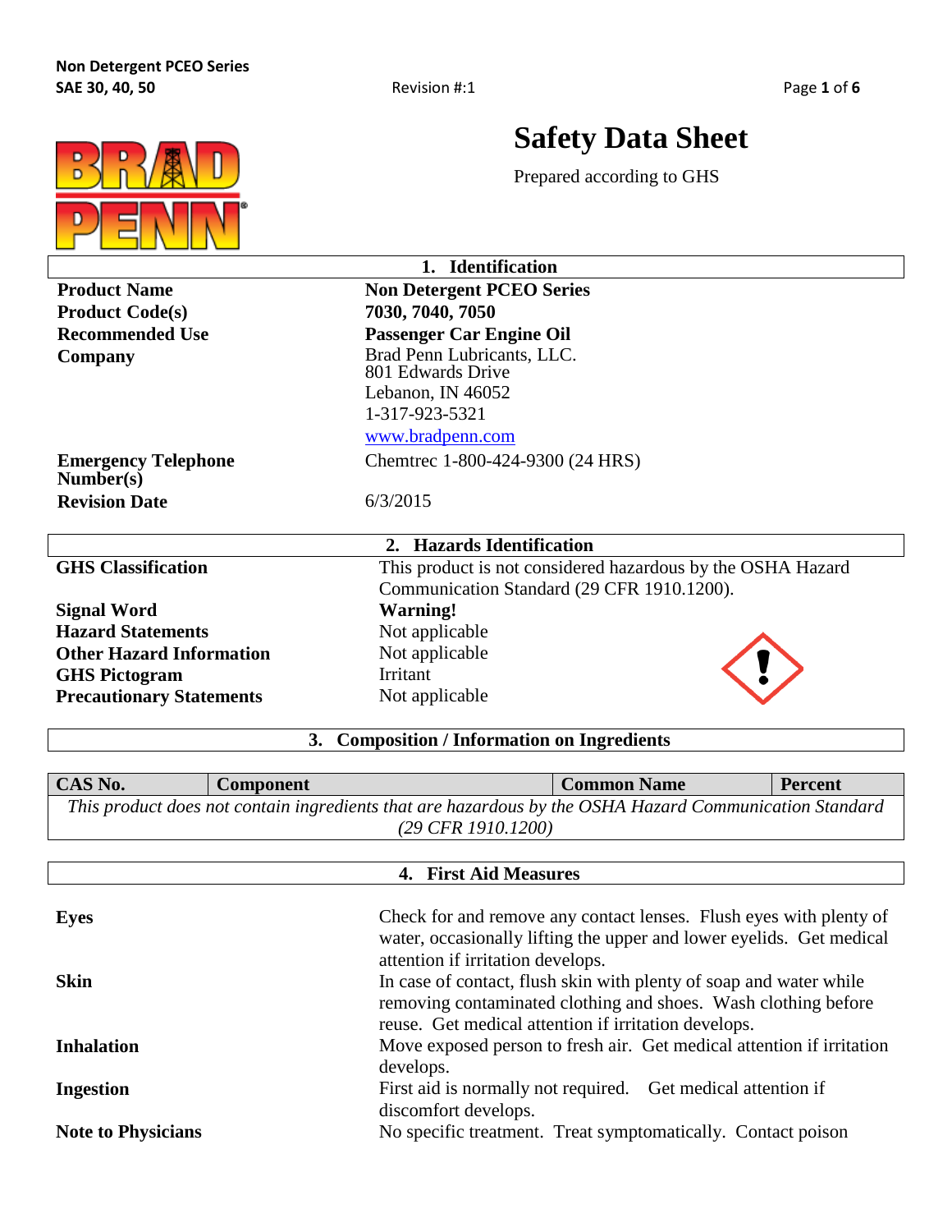# Safety Data Sheet

Prepared according to GHS

## 1. Identification

| | |
|---|---|
| **Product Name** | **Non Detergent PCEO Series** |
| **Product Code(s)** | **7030, 7040, 7050** |
| **Recommended Use** | **Passenger Car Engine Oil** |
| **Company** | Brad Penn Lubricants, LLC.<br>801 Edwards Drive<br>Lebanon, IN 46052<br>1-317-923-5321<br>www.bradpenn.com |
| **Emergency Telephone Number(s)** | Chemtrec 1-800-424-9300 (24 HRS) |
| **Revision Date** | 6/3/2015 |

## 2. Hazards Identification

| | |
|---|---|
| **GHS Classification** | This product is not considered hazardous by the OSHA Hazard Communication Standard (29 CFR 1910.1200). |
| **Signal Word** | **Warning!** |
| **Hazard Statements** | Not applicable |
| **Other Hazard Information** | Not applicable |
| **GHS Pictogram** | Irritant |
| **Precautionary Statements** | Not applicable |

## 3. Composition / Information on Ingredients

| CAS No. | Component | Common Name | Percent |
|---|---|---|---|
| *This product does not contain ingredients that are hazardous by the OSHA Hazard Communication Standard (29 CFR 1910.1200)* | | | |

## 4. First Aid Measures

| | |
|---|---|
| **Eyes** | Check for and remove any contact lenses. Flush eyes with plenty of water, occasionally lifting the upper and lower eyelids. Get medical attention if irritation develops. |
| **Skin** | In case of contact, flush skin with plenty of soap and water while removing contaminated clothing and shoes. Wash clothing before reuse. Get medical attention if irritation develops. |
| **Inhalation** | Move exposed person to fresh air. Get medical attention if irritation develops. |
| **Ingestion** | First aid is normally not required. Get medical attention if discomfort develops. |
| **Note to Physicians** | No specific treatment. Treat symptomatically. Contact poison |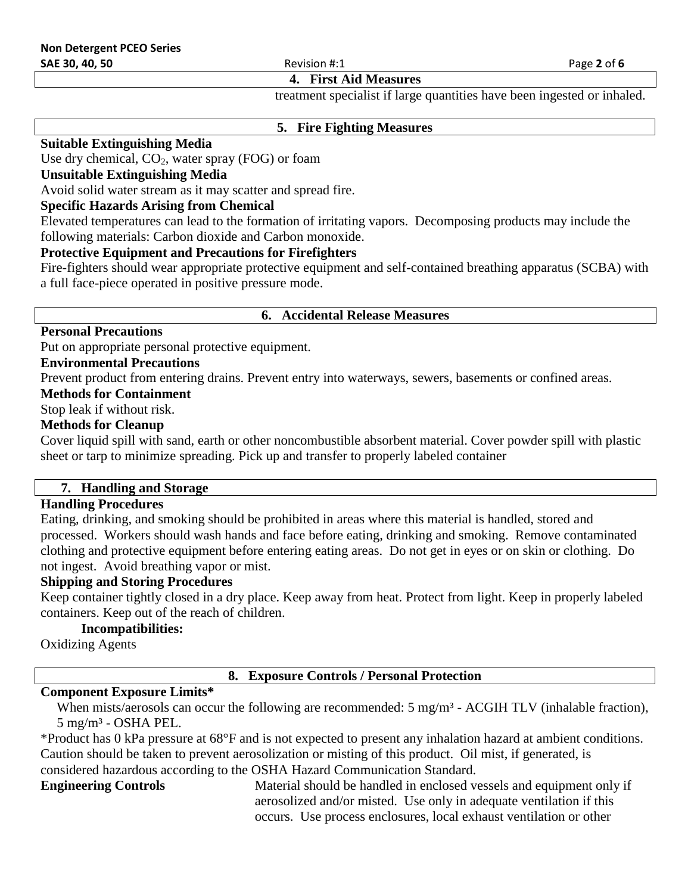## 4. First Aid Measures

treatment specialist if large quantities have been ingested or inhaled.

## 5. Fire Fighting Measures

**Suitable Extinguishing Media**

Use dry chemical, $CO_2$, water spray (FOG) or foam

**Unsuitable Extinguishing Media**

Avoid solid water stream as it may scatter and spread fire.

**Specific Hazards Arising from Chemical**

Elevated temperatures can lead to the formation of irritating vapors. Decomposing products may include the following materials: Carbon dioxide and Carbon monoxide.

**Protective Equipment and Precautions for Firefighters**

Fire-fighters should wear appropriate protective equipment and self-contained breathing apparatus (SCBA) with a full face-piece operated in positive pressure mode.

## 6. Accidental Release Measures

**Personal Precautions**

Put on appropriate personal protective equipment.

**Environmental Precautions**

Prevent product from entering drains. Prevent entry into waterways, sewers, basements or confined areas.

**Methods for Containment**

Stop leak if without risk.

**Methods for Cleanup**

Cover liquid spill with sand, earth or other noncombustible absorbent material. Cover powder spill with plastic sheet or tarp to minimize spreading. Pick up and transfer to properly labeled container

## 7. Handling and Storage

**Handling Procedures**

Eating, drinking, and smoking should be prohibited in areas where this material is handled, stored and processed. Workers should wash hands and face before eating, drinking and smoking. Remove contaminated clothing and protective equipment before entering eating areas. Do not get in eyes or on skin or clothing. Do not ingest. Avoid breathing vapor or mist.

**Shipping and Storing Procedures**

Keep container tightly closed in a dry place. Keep away from heat. Protect from light. Keep in properly labeled containers. Keep out of the reach of children.

**Incompatibilities:**

Oxidizing Agents

## 8. Exposure Controls / Personal Protection

**Component Exposure Limits***

When mists/aerosols can occur the following are recommended: 5 mg/m³ - ACGIH TLV (inhalable fraction), 5 mg/m³ - OSHA PEL.

*Product has 0 kPa pressure at 68°F and is not expected to present any inhalation hazard at ambient conditions. Caution should be taken to prevent aerosolization or misting of this product. Oil mist, if generated, is considered hazardous according to the OSHA Hazard Communication Standard.

**Engineering Controls** Material should be handled in enclosed vessels and equipment only if aerosolized and/or misted. Use only in adequate ventilation if this occurs. Use process enclosures, local exhaust ventilation or other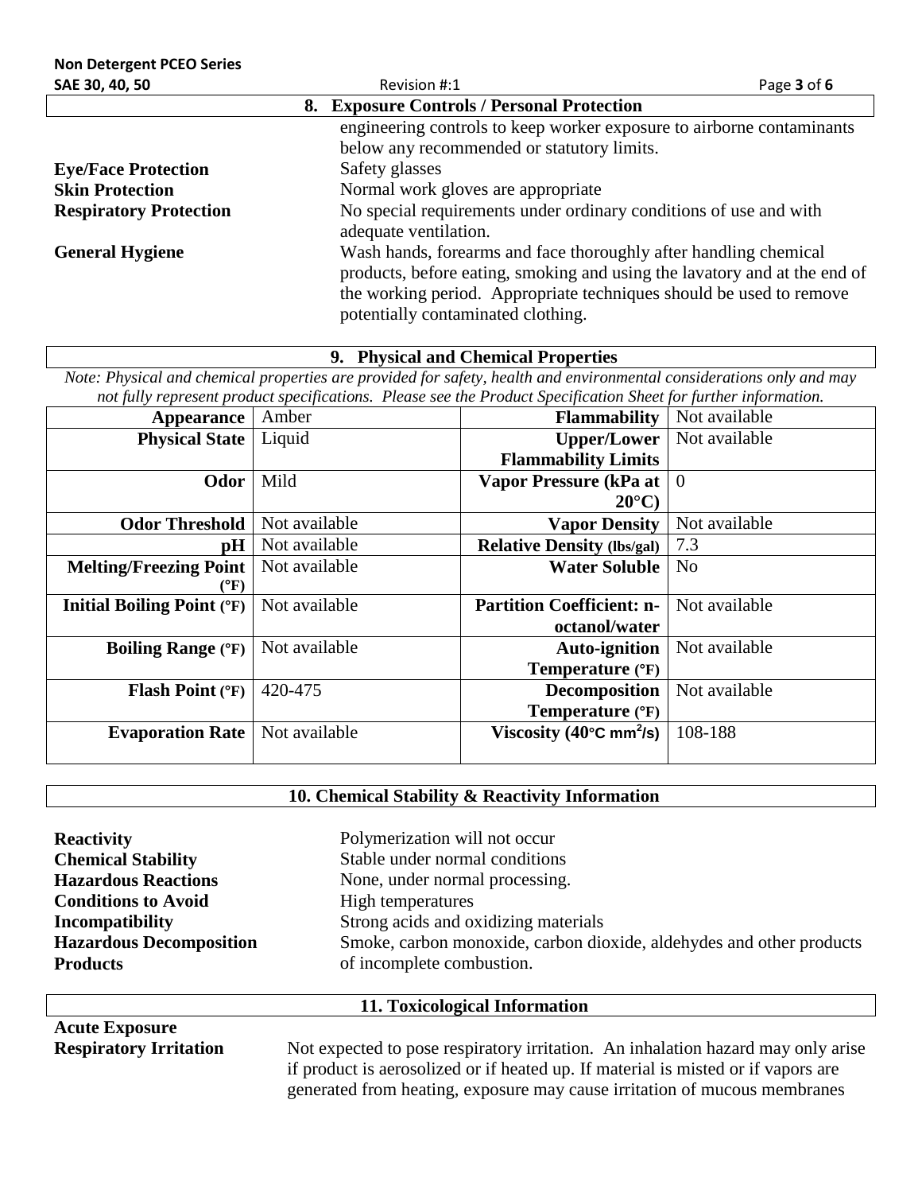## 8. Exposure Controls / Personal Protection

engineering controls to keep worker exposure to airborne contaminants below any recommended or statutory limits.

**Eye/Face Protection** Safety glasses

**Skin Protection** Normal work gloves are appropriate

**Respiratory Protection** No special requirements under ordinary conditions of use and with adequate ventilation.

**General Hygiene** Wash hands, forearms and face thoroughly after handling chemical products, before eating, smoking and using the lavatory and at the end of the working period. Appropriate techniques should be used to remove potentially contaminated clothing.

## 9. Physical and Chemical Properties

*Note: Physical and chemical properties are provided for safety, health and environmental considerations only and may not fully represent product specifications. Please see the Product Specification Sheet for further information.*

| | | | |
|---|---|---|---|
| **Appearance** | Amber | **Flammability** | Not available |
| **Physical State** | Liquid | **Upper/Lower Flammability Limits** | Not available |
| **Odor** | Mild | **Vapor Pressure (kPa at 20°C)** | 0 |
| **Odor Threshold** | Not available | **Vapor Density** | Not available |
| **pH** | Not available | **Relative Density (lbs/gal)** | 7.3 |
| **Melting/Freezing Point (°F)** | Not available | **Water Soluble** | No |
| **Initial Boiling Point (°F)** | Not available | **Partition Coefficient: n-octanol/water** | Not available |
| **Boiling Range (°F)** | Not available | **Auto-ignition Temperature (°F)** | Not available |
| **Flash Point (°F)** | 420-475 | **Decomposition Temperature (°F)** | Not available |
| **Evaporation Rate** | Not available | **Viscosity (40°C $mm^2/s$)** | 108-188 |

## 10. Chemical Stability & Reactivity Information

**Reactivity** Polymerization will not occur

**Chemical Stability** Stable under normal conditions

**Hazardous Reactions** None, under normal processing.

**Conditions to Avoid** High temperatures

**Incompatibility** Strong acids and oxidizing materials

**Hazardous Decomposition Products** Smoke, carbon monoxide, carbon dioxide, aldehydes and other products of incomplete combustion.

## 11. Toxicological Information

**Acute Exposure**

**Respiratory Irritation** Not expected to pose respiratory irritation. An inhalation hazard may only arise if product is aerosolized or if heated up. If material is misted or if vapors are generated from heating, exposure may cause irritation of mucous membranes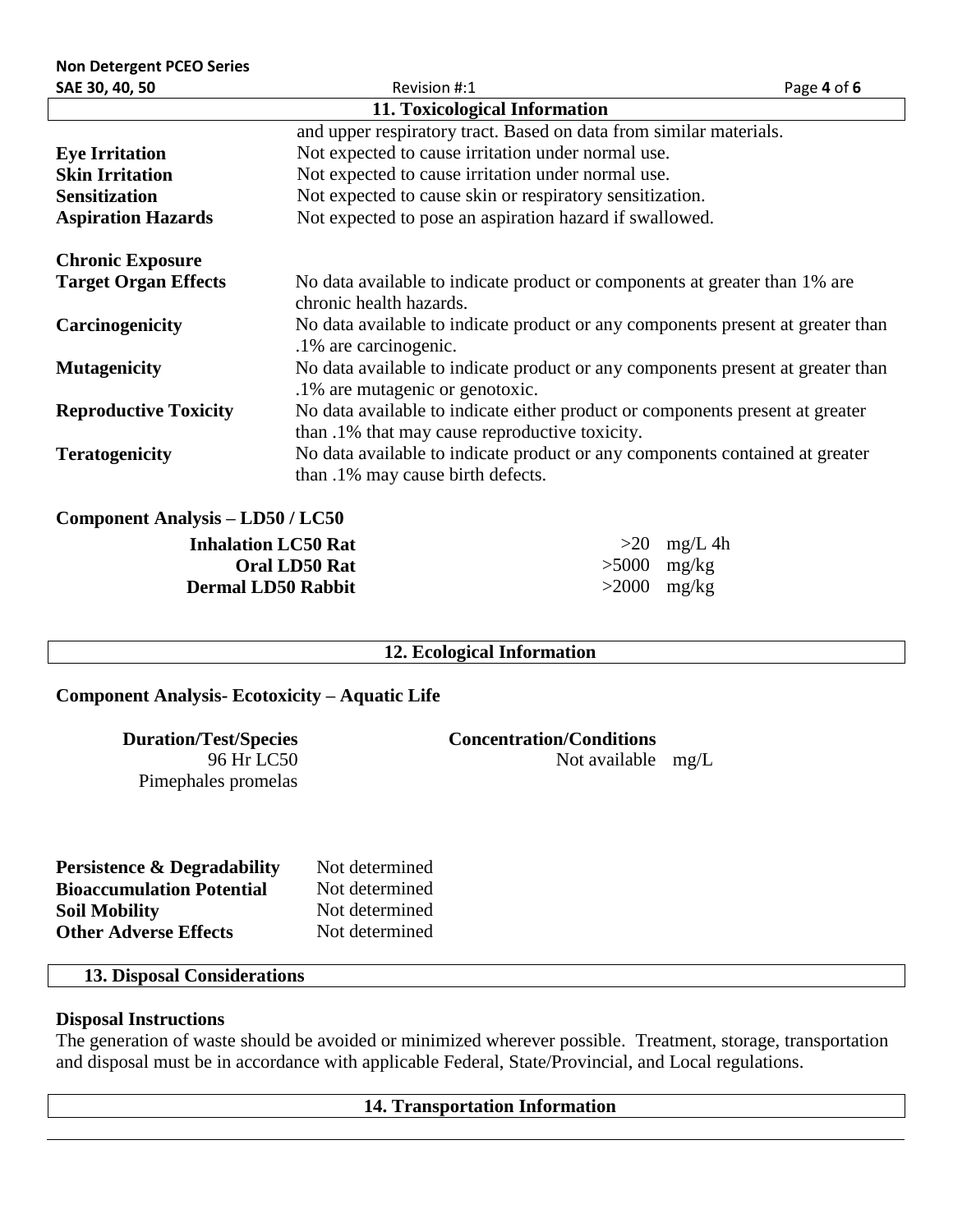## 11. Toxicological Information

and upper respiratory tract. Based on data from similar materials.

| | |
|---|---|
| **Eye Irritation** | Not expected to cause irritation under normal use. |
| **Skin Irritation** | Not expected to cause irritation under normal use. |
| **Sensitization** | Not expected to cause skin or respiratory sensitization. |
| **Aspiration Hazards** | Not expected to pose an aspiration hazard if swallowed. |

**Chronic Exposure**

| | |
|---|---|
| **Target Organ Effects** | No data available to indicate product or components at greater than 1% are chronic health hazards. |
| **Carcinogenicity** | No data available to indicate product or any components present at greater than .1% are carcinogenic. |
| **Mutagenicity** | No data available to indicate product or any components present at greater than .1% are mutagenic or genotoxic. |
| **Reproductive Toxicity** | No data available to indicate either product or components present at greater than .1% that may cause reproductive toxicity. |
| **Teratogenicity** | No data available to indicate product or any components contained at greater than .1% may cause birth defects. |

**Component Analysis – LD50 / LC50**

| | | |
|---|---|---|
| **Inhalation LC50 Rat** | >20 | mg/L 4h |
| **Oral LD50 Rat** | >5000 | mg/kg |
| **Dermal LD50 Rabbit** | >2000 | mg/kg |

## 12. Ecological Information

**Component Analysis- Ecotoxicity – Aquatic Life**

| **Duration/Test/Species** | **Concentration/Conditions** |
|---|---|
| 96 Hr LC50 Pimephales promelas | Not available mg/L |

| | |
|---|---|
| **Persistence & Degradability** | Not determined |
| **Bioaccumulation Potential** | Not determined |
| **Soil Mobility** | Not determined |
| **Other Adverse Effects** | Not determined |

## 13. Disposal Considerations

**Disposal Instructions**

The generation of waste should be avoided or minimized wherever possible. Treatment, storage, transportation and disposal must be in accordance with applicable Federal, State/Provincial, and Local regulations.

## 14. Transportation Information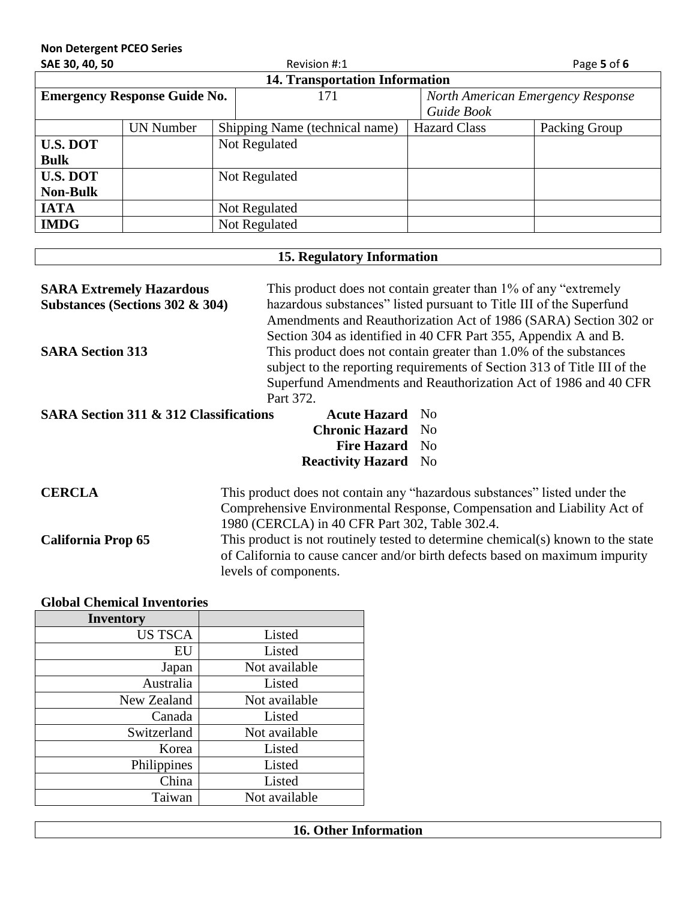## 14. Transportation Information

| Emergency Response Guide No. | | 171 | *North American Emergency Response Guide Book* | |
|---|---|---|---|---|
| | UN Number | Shipping Name (technical name) | Hazard Class | Packing Group |
| **U.S. DOT Bulk** | | Not Regulated | | |
| **U.S. DOT Non-Bulk** | | Not Regulated | | |
| **IATA** | | Not Regulated | | |
| **IMDG** | | Not Regulated | | |

## 15. Regulatory Information

**SARA Extremely Hazardous Substances (Sections 302 & 304)** This product does not contain greater than 1% of any "extremely hazardous substances" listed pursuant to Title III of the Superfund Amendments and Reauthorization Act of 1986 (SARA) Section 302 or Section 304 as identified in 40 CFR Part 355, Appendix A and B.

**SARA Section 313** This product does not contain greater than 1.0% of the substances subject to the reporting requirements of Section 313 of Title III of the Superfund Amendments and Reauthorization Act of 1986 and 40 CFR Part 372.

**SARA Section 311 & 312 Classifications**

| | |
|---|---|
| **Acute Hazard** | No |
| **Chronic Hazard** | No |
| **Fire Hazard** | No |
| **Reactivity Hazard** | No |

**CERCLA** This product does not contain any "hazardous substances" listed under the Comprehensive Environmental Response, Compensation and Liability Act of 1980 (CERCLA) in 40 CFR Part 302, Table 302.4.

**California Prop 65** This product is not routinely tested to determine chemical(s) known to the state of California to cause cancer and/or birth defects based on maximum impurity levels of components.

**Global Chemical Inventories**

| Inventory | |
|---|---|
| US TSCA | Listed |
| EU | Listed |
| Japan | Not available |
| Australia | Listed |
| New Zealand | Not available |
| Canada | Listed |
| Switzerland | Not available |
| Korea | Listed |
| Philippines | Listed |
| China | Listed |
| Taiwan | Not available |

## 16. Other Information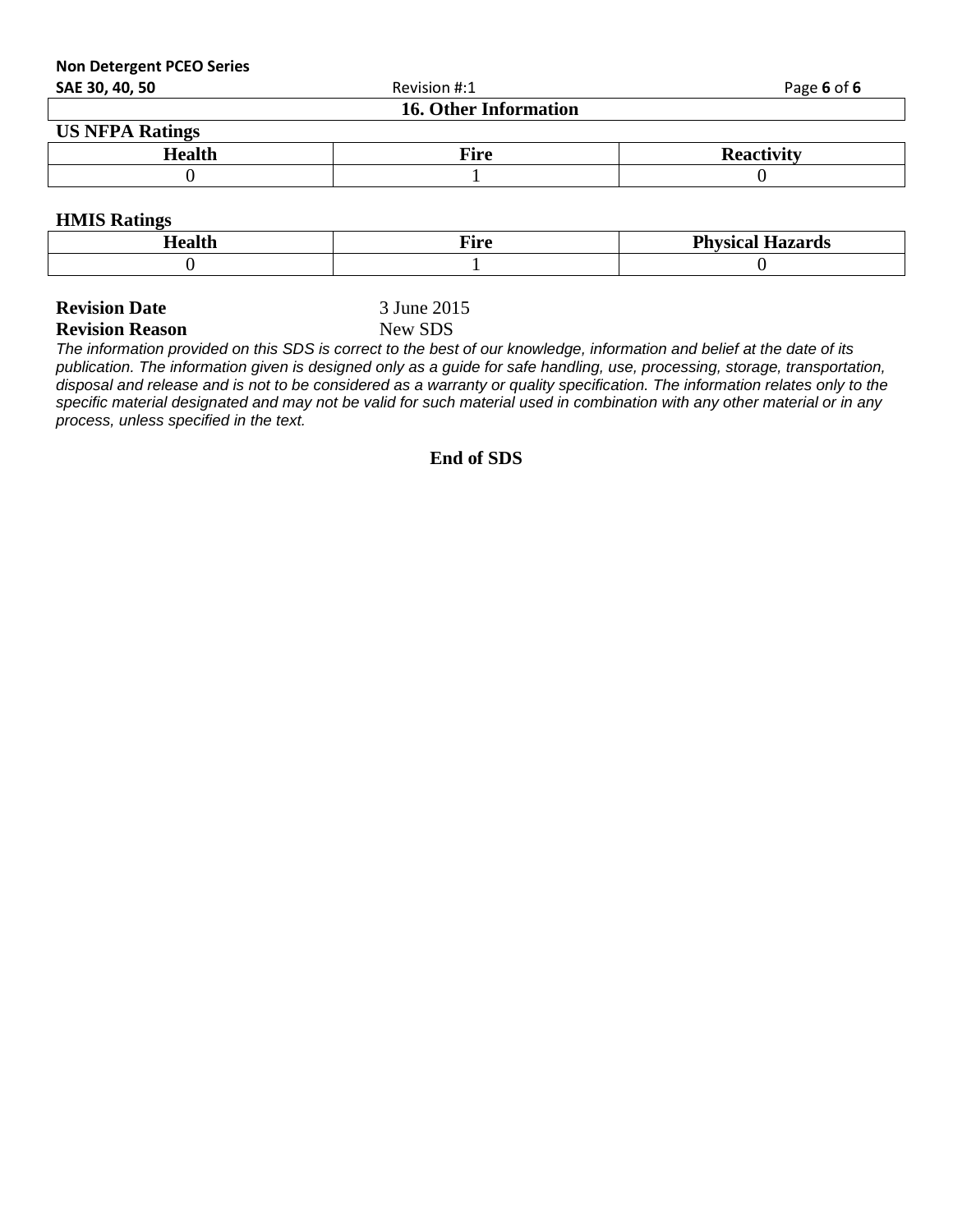## 16. Other Information

**US NFPA Ratings**

| Health | Fire | Reactivity |
|---|---|---|
| 0 | 1 | 0 |

**HMIS Ratings**

| Health | Fire | Physical Hazards |
|---|---|---|
| 0 | 1 | 0 |

**Revision Date** 3 June 2015
**Revision Reason** New SDS

*The information provided on this SDS is correct to the best of our knowledge, information and belief at the date of its publication. The information given is designed only as a guide for safe handling, use, processing, storage, transportation, disposal and release and is not to be considered as a warranty or quality specification. The information relates only to the specific material designated and may not be valid for such material used in combination with any other material or in any process, unless specified in the text.*

**End of SDS**